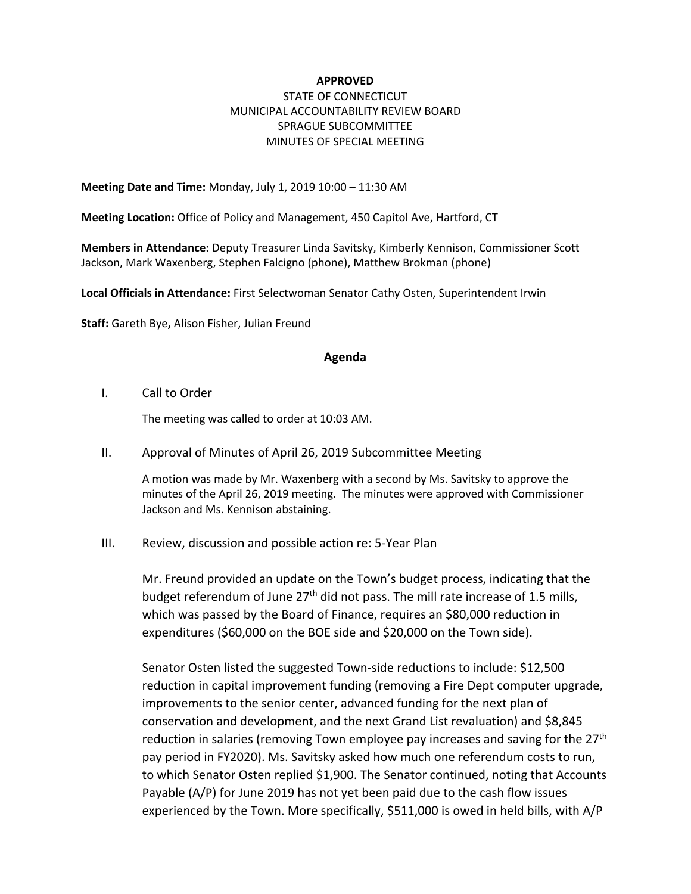**APPROVED**

STATE OF CONNECTICUT
MUNICIPAL ACCOUNTABILITY REVIEW BOARD
SPRAGUE SUBCOMMITTEE
MINUTES OF SPECIAL MEETING

**Meeting Date and Time:** Monday, July 1, 2019 10:00 – 11:30 AM

**Meeting Location:** Office of Policy and Management, 450 Capitol Ave, Hartford, CT

**Members in Attendance:** Deputy Treasurer Linda Savitsky, Kimberly Kennison, Commissioner Scott Jackson, Mark Waxenberg, Stephen Falcigno (phone), Matthew Brokman (phone)

**Local Officials in Attendance:** First Selectwoman Senator Cathy Osten, Superintendent Irwin

**Staff:** Gareth Bye**,** Alison Fisher, Julian Freund

## Agenda

I. Call to Order

The meeting was called to order at 10:03 AM.

II. Approval of Minutes of April 26, 2019 Subcommittee Meeting

A motion was made by Mr. Waxenberg with a second by Ms. Savitsky to approve the minutes of the April 26, 2019 meeting. The minutes were approved with Commissioner Jackson and Ms. Kennison abstaining.

III. Review, discussion and possible action re: 5-Year Plan

Mr. Freund provided an update on the Town's budget process, indicating that the budget referendum of June 27th did not pass. The mill rate increase of 1.5 mills, which was passed by the Board of Finance, requires an $80,000 reduction in expenditures ($60,000 on the BOE side and $20,000 on the Town side).

Senator Osten listed the suggested Town-side reductions to include: $12,500 reduction in capital improvement funding (removing a Fire Dept computer upgrade, improvements to the senior center, advanced funding for the next plan of conservation and development, and the next Grand List revaluation) and $8,845 reduction in salaries (removing Town employee pay increases and saving for the 27th pay period in FY2020). Ms. Savitsky asked how much one referendum costs to run, to which Senator Osten replied $1,900. The Senator continued, noting that Accounts Payable (A/P) for June 2019 has not yet been paid due to the cash flow issues experienced by the Town. More specifically, $511,000 is owed in held bills, with A/P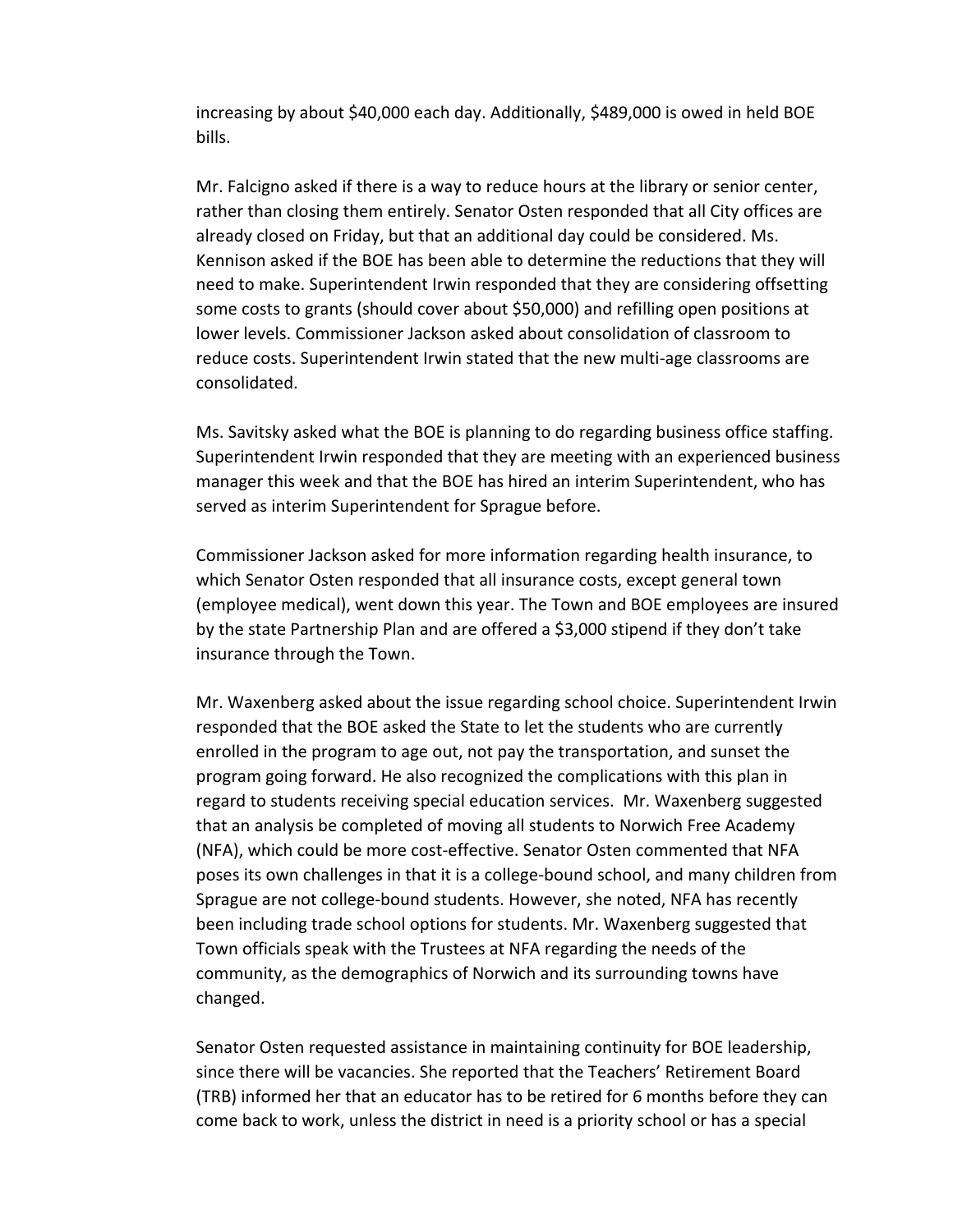increasing by about $40,000 each day. Additionally, $489,000 is owed in held BOE bills.

Mr. Falcigno asked if there is a way to reduce hours at the library or senior center, rather than closing them entirely. Senator Osten responded that all City offices are already closed on Friday, but that an additional day could be considered. Ms. Kennison asked if the BOE has been able to determine the reductions that they will need to make. Superintendent Irwin responded that they are considering offsetting some costs to grants (should cover about $50,000) and refilling open positions at lower levels. Commissioner Jackson asked about consolidation of classroom to reduce costs. Superintendent Irwin stated that the new multi-age classrooms are consolidated.

Ms. Savitsky asked what the BOE is planning to do regarding business office staffing. Superintendent Irwin responded that they are meeting with an experienced business manager this week and that the BOE has hired an interim Superintendent, who has served as interim Superintendent for Sprague before.

Commissioner Jackson asked for more information regarding health insurance, to which Senator Osten responded that all insurance costs, except general town (employee medical), went down this year. The Town and BOE employees are insured by the state Partnership Plan and are offered a $3,000 stipend if they don't take insurance through the Town.

Mr. Waxenberg asked about the issue regarding school choice. Superintendent Irwin responded that the BOE asked the State to let the students who are currently enrolled in the program to age out, not pay the transportation, and sunset the program going forward. He also recognized the complications with this plan in regard to students receiving special education services. Mr. Waxenberg suggested that an analysis be completed of moving all students to Norwich Free Academy (NFA), which could be more cost-effective. Senator Osten commented that NFA poses its own challenges in that it is a college-bound school, and many children from Sprague are not college-bound students. However, she noted, NFA has recently been including trade school options for students. Mr. Waxenberg suggested that Town officials speak with the Trustees at NFA regarding the needs of the community, as the demographics of Norwich and its surrounding towns have changed.

Senator Osten requested assistance in maintaining continuity for BOE leadership, since there will be vacancies. She reported that the Teachers' Retirement Board (TRB) informed her that an educator has to be retired for 6 months before they can come back to work, unless the district in need is a priority school or has a special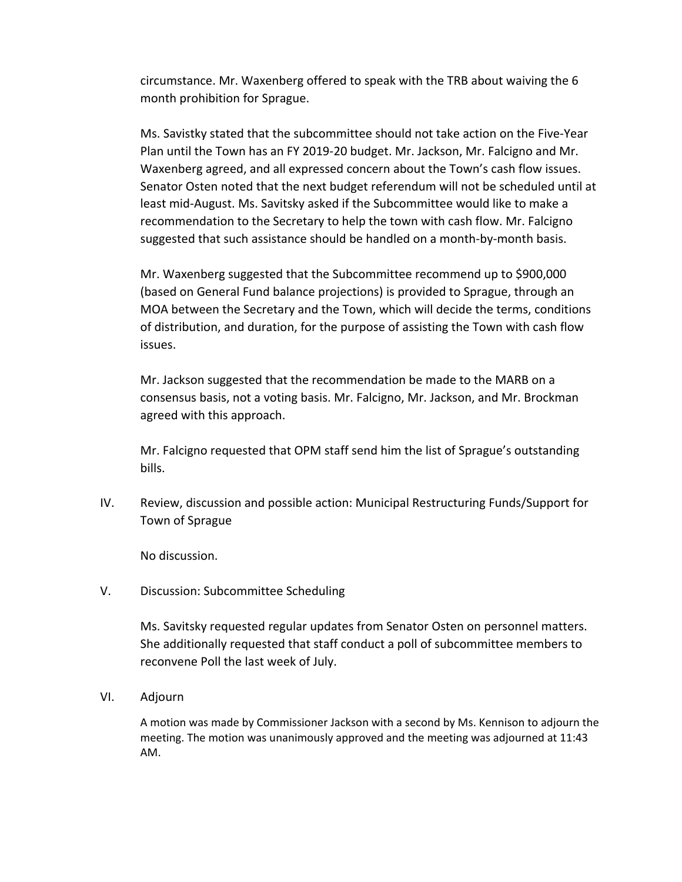circumstance. Mr. Waxenberg offered to speak with the TRB about waiving the 6 month prohibition for Sprague.

Ms. Savistky stated that the subcommittee should not take action on the Five-Year Plan until the Town has an FY 2019-20 budget. Mr. Jackson, Mr. Falcigno and Mr. Waxenberg agreed, and all expressed concern about the Town's cash flow issues. Senator Osten noted that the next budget referendum will not be scheduled until at least mid-August. Ms. Savitsky asked if the Subcommittee would like to make a recommendation to the Secretary to help the town with cash flow. Mr. Falcigno suggested that such assistance should be handled on a month-by-month basis.

Mr. Waxenberg suggested that the Subcommittee recommend up to $900,000 (based on General Fund balance projections) is provided to Sprague, through an MOA between the Secretary and the Town, which will decide the terms, conditions of distribution, and duration, for the purpose of assisting the Town with cash flow issues.

Mr. Jackson suggested that the recommendation be made to the MARB on a consensus basis, not a voting basis. Mr. Falcigno, Mr. Jackson, and Mr. Brockman agreed with this approach.

Mr. Falcigno requested that OPM staff send him the list of Sprague's outstanding bills.

IV. Review, discussion and possible action: Municipal Restructuring Funds/Support for Town of Sprague

No discussion.

V. Discussion: Subcommittee Scheduling

Ms. Savitsky requested regular updates from Senator Osten on personnel matters. She additionally requested that staff conduct a poll of subcommittee members to reconvene Poll the last week of July.

VI. Adjourn

A motion was made by Commissioner Jackson with a second by Ms. Kennison to adjourn the meeting. The motion was unanimously approved and the meeting was adjourned at 11:43 AM.